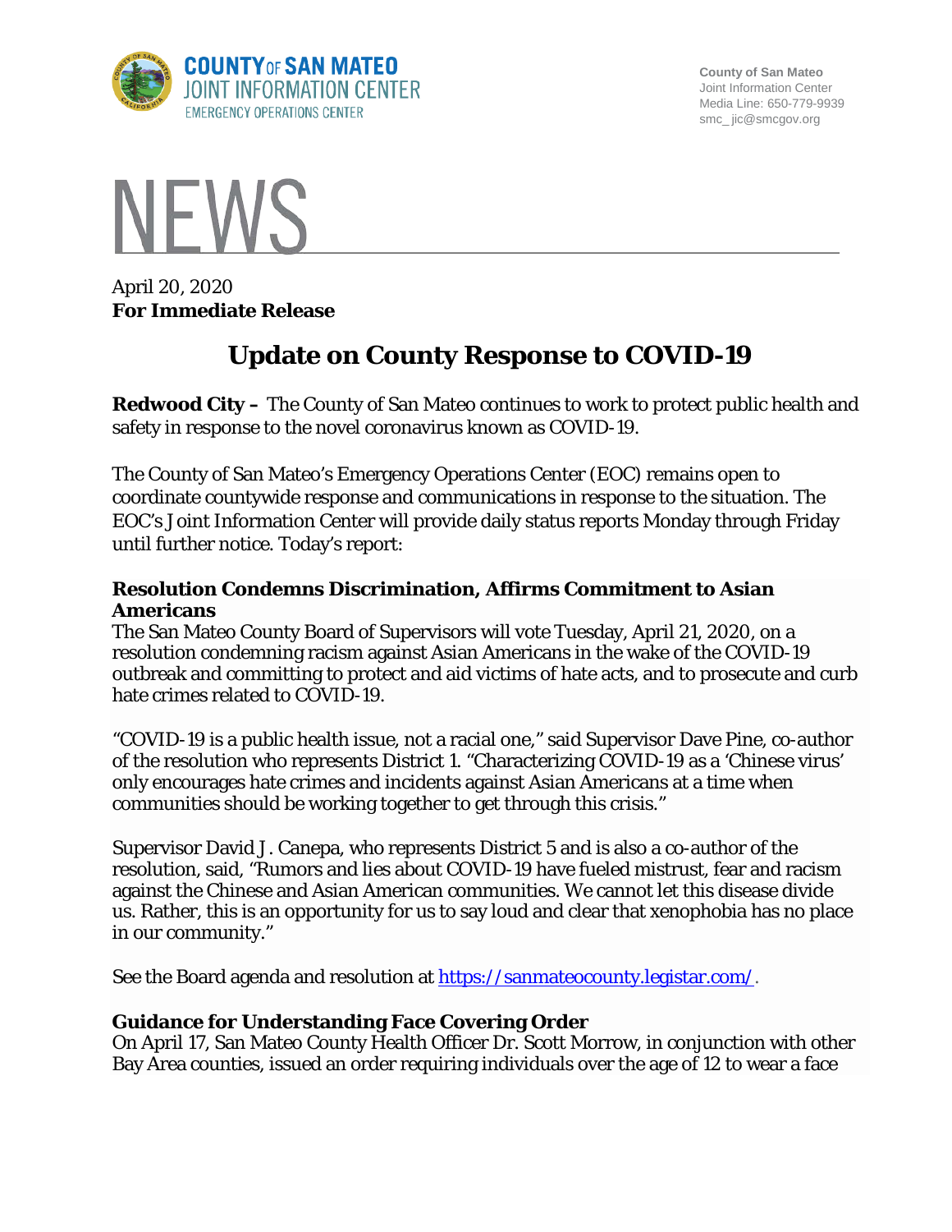**COUNTY OF SAN MATEO**
**JOINT INFORMATION CENTER**
EMERGENCY OPERATIONS CENTER

County of San Mateo
Joint Information Center
Media Line: 650-779-9939
smc_jic@smcgov.org

# NEWS

April 20, 2020
**For Immediate Release**

# Update on County Response to COVID-19

**Redwood City –** The County of San Mateo continues to work to protect public health and safety in response to the novel coronavirus known as COVID-19.

The County of San Mateo's Emergency Operations Center (EOC) remains open to coordinate countywide response and communications in response to the situation. The EOC's Joint Information Center will provide daily status reports Monday through Friday until further notice. Today's report:

**Resolution Condemns Discrimination, Affirms Commitment to Asian Americans**
The San Mateo County Board of Supervisors will vote Tuesday, April 21, 2020, on a resolution condemning racism against Asian Americans in the wake of the COVID-19 outbreak and committing to protect and aid victims of hate acts, and to prosecute and curb hate crimes related to COVID-19.

"COVID-19 is a public health issue, not a racial one," said Supervisor Dave Pine, co-author of the resolution who represents District 1. "Characterizing COVID-19 as a 'Chinese virus' only encourages hate crimes and incidents against Asian Americans at a time when communities should be working together to get through this crisis."

Supervisor David J. Canepa, who represents District 5 and is also a co-author of the resolution, said, "Rumors and lies about COVID-19 have fueled mistrust, fear and racism against the Chinese and Asian American communities. We cannot let this disease divide us. Rather, this is an opportunity for us to say loud and clear that xenophobia has no place in our community."

See the Board agenda and resolution at https://sanmateocounty.legistar.com/.

**Guidance for Understanding Face Covering Order**
On April 17, San Mateo County Health Officer Dr. Scott Morrow, in conjunction with other Bay Area counties, issued an order requiring individuals over the age of 12 to wear a face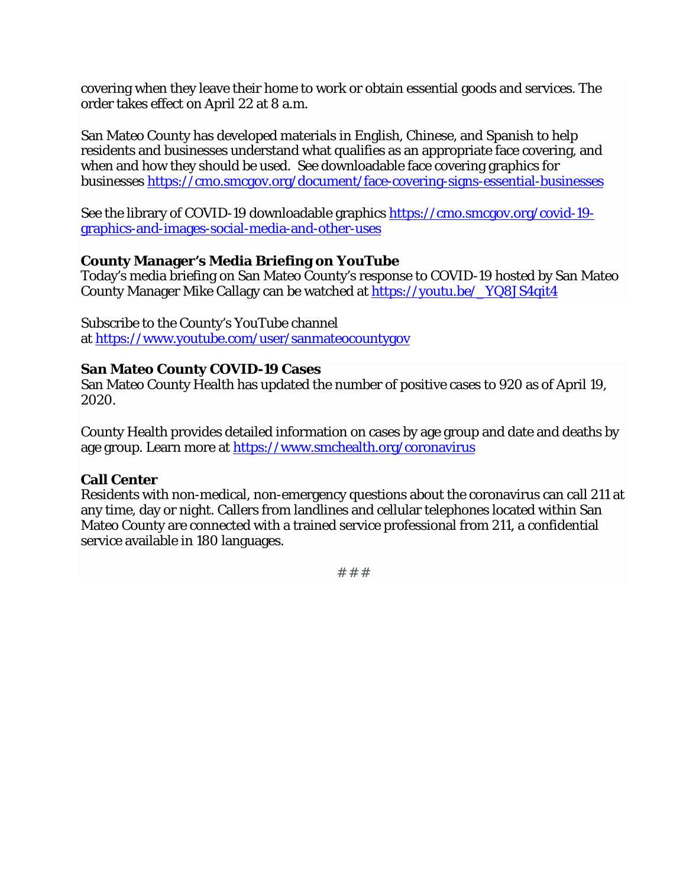covering when they leave their home to work or obtain essential goods and services. The order takes effect on April 22 at 8 a.m.

San Mateo County has developed materials in English, Chinese, and Spanish to help residents and businesses understand what qualifies as an appropriate face covering, and when and how they should be used. See downloadable face covering graphics for businesses https://cmo.smcgov.org/document/face-covering-signs-essential-businesses

See the library of COVID-19 downloadable graphics https://cmo.smcgov.org/covid-19-graphics-and-images-social-media-and-other-uses

**County Manager's Media Briefing on YouTube**
Today's media briefing on San Mateo County's response to COVID-19 hosted by San Mateo County Manager Mike Callagy can be watched at https://youtu.be/_YQ8JS4qit4

Subscribe to the County's YouTube channel at https://www.youtube.com/user/sanmateocountygov

**San Mateo County COVID-19 Cases**
San Mateo County Health has updated the number of positive cases to 920 as of April 19, 2020.

County Health provides detailed information on cases by age group and date and deaths by age group. Learn more at https://www.smchealth.org/coronavirus

**Call Center**
Residents with non-medical, non-emergency questions about the coronavirus can call 211 at any time, day or night. Callers from landlines and cellular telephones located within San Mateo County are connected with a trained service professional from 211, a confidential service available in 180 languages.

# # #